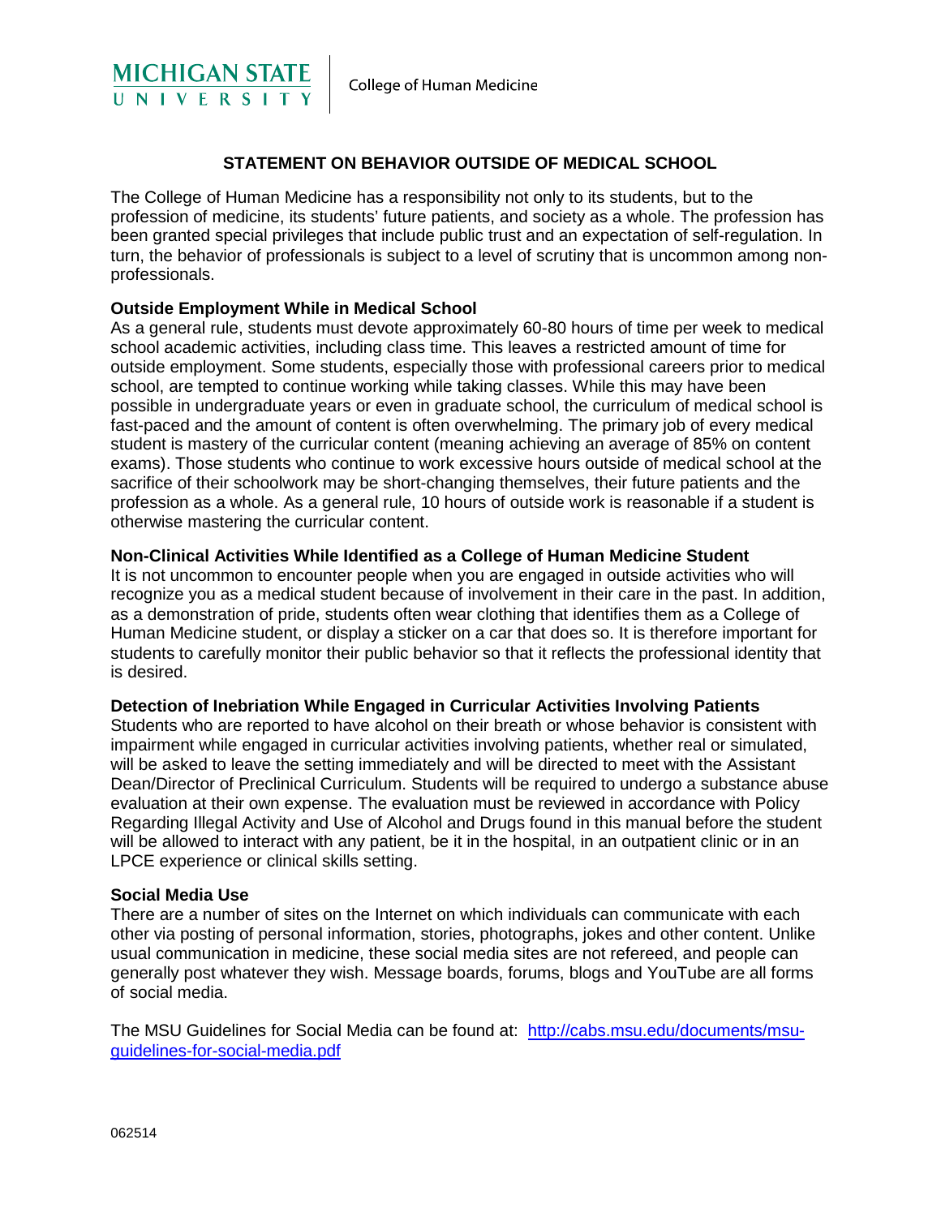MICHIGAN STATE UNIVERSITY | College of Human Medicine

# STATEMENT ON BEHAVIOR OUTSIDE OF MEDICAL SCHOOL

The College of Human Medicine has a responsibility not only to its students, but to the profession of medicine, its students' future patients, and society as a whole. The profession has been granted special privileges that include public trust and an expectation of self-regulation. In turn, the behavior of professionals is subject to a level of scrutiny that is uncommon among non-professionals.

**Outside Employment While in Medical School**

As a general rule, students must devote approximately 60-80 hours of time per week to medical school academic activities, including class time. This leaves a restricted amount of time for outside employment. Some students, especially those with professional careers prior to medical school, are tempted to continue working while taking classes. While this may have been possible in undergraduate years or even in graduate school, the curriculum of medical school is fast-paced and the amount of content is often overwhelming. The primary job of every medical student is mastery of the curricular content (meaning achieving an average of 85% on content exams). Those students who continue to work excessive hours outside of medical school at the sacrifice of their schoolwork may be short-changing themselves, their future patients and the profession as a whole. As a general rule, 10 hours of outside work is reasonable if a student is otherwise mastering the curricular content.

**Non-Clinical Activities While Identified as a College of Human Medicine Student**

It is not uncommon to encounter people when you are engaged in outside activities who will recognize you as a medical student because of involvement in their care in the past. In addition, as a demonstration of pride, students often wear clothing that identifies them as a College of Human Medicine student, or display a sticker on a car that does so. It is therefore important for students to carefully monitor their public behavior so that it reflects the professional identity that is desired.

**Detection of Inebriation While Engaged in Curricular Activities Involving Patients**

Students who are reported to have alcohol on their breath or whose behavior is consistent with impairment while engaged in curricular activities involving patients, whether real or simulated, will be asked to leave the setting immediately and will be directed to meet with the Assistant Dean/Director of Preclinical Curriculum. Students will be required to undergo a substance abuse evaluation at their own expense. The evaluation must be reviewed in accordance with Policy Regarding Illegal Activity and Use of Alcohol and Drugs found in this manual before the student will be allowed to interact with any patient, be it in the hospital, in an outpatient clinic or in an LPCE experience or clinical skills setting.

**Social Media Use**

There are a number of sites on the Internet on which individuals can communicate with each other via posting of personal information, stories, photographs, jokes and other content. Unlike usual communication in medicine, these social media sites are not refereed, and people can generally post whatever they wish. Message boards, forums, blogs and YouTube are all forms of social media.

The MSU Guidelines for Social Media can be found at: [http://cabs.msu.edu/documents/msu-guidelines-for-social-media.pdf](http://cabs.msu.edu/documents/msu-guidelines-for-social-media.pdf)

062514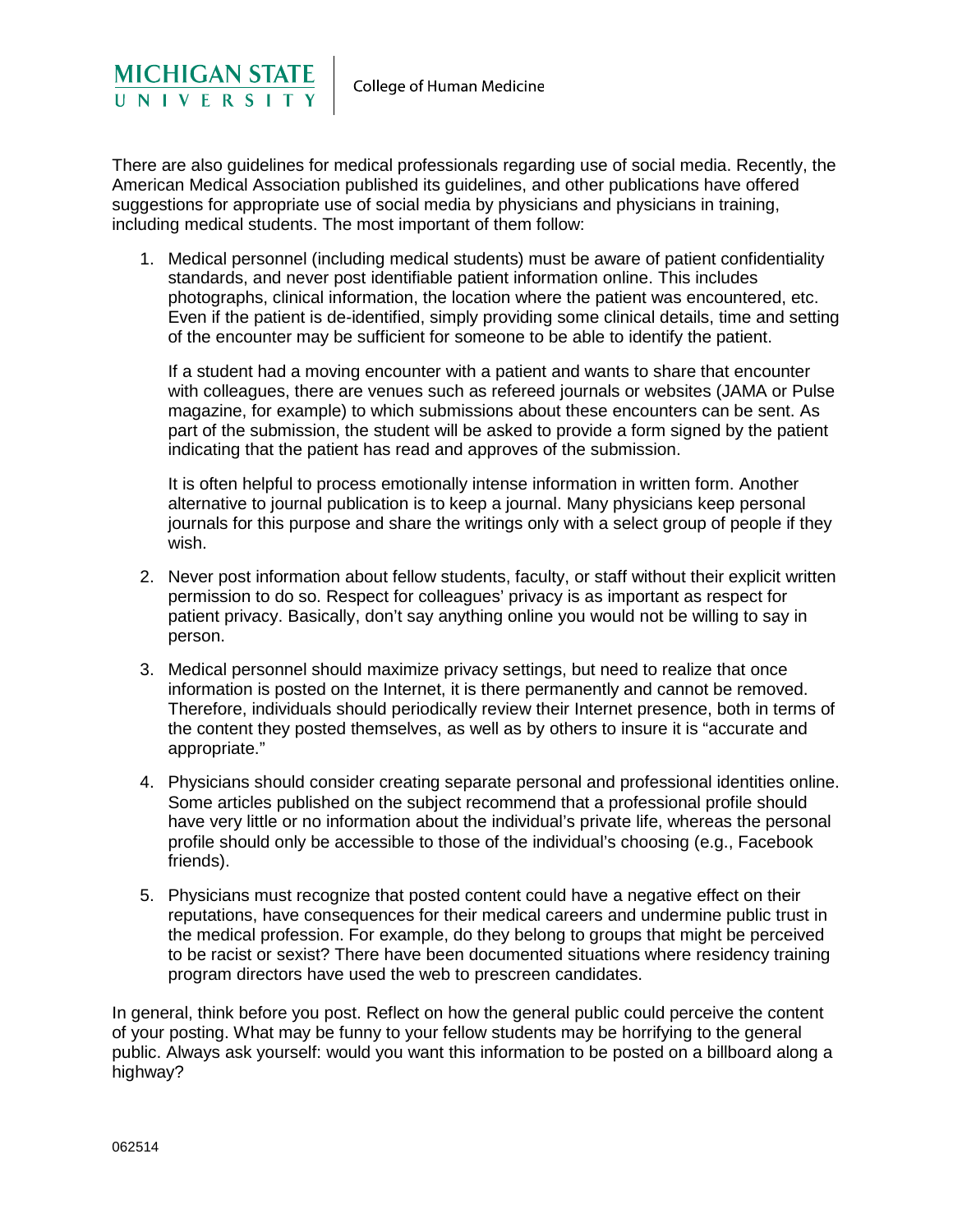There are also guidelines for medical professionals regarding use of social media. Recently, the American Medical Association published its guidelines, and other publications have offered suggestions for appropriate use of social media by physicians and physicians in training, including medical students. The most important of them follow:

1. Medical personnel (including medical students) must be aware of patient confidentiality standards, and never post identifiable patient information online. This includes photographs, clinical information, the location where the patient was encountered, etc. Even if the patient is de-identified, simply providing some clinical details, time and setting of the encounter may be sufficient for someone to be able to identify the patient.

   If a student had a moving encounter with a patient and wants to share that encounter with colleagues, there are venues such as refereed journals or websites (JAMA or Pulse magazine, for example) to which submissions about these encounters can be sent. As part of the submission, the student will be asked to provide a form signed by the patient indicating that the patient has read and approves of the submission.

   It is often helpful to process emotionally intense information in written form. Another alternative to journal publication is to keep a journal. Many physicians keep personal journals for this purpose and share the writings only with a select group of people if they wish.

2. Never post information about fellow students, faculty, or staff without their explicit written permission to do so. Respect for colleagues' privacy is as important as respect for patient privacy. Basically, don't say anything online you would not be willing to say in person.

3. Medical personnel should maximize privacy settings, but need to realize that once information is posted on the Internet, it is there permanently and cannot be removed. Therefore, individuals should periodically review their Internet presence, both in terms of the content they posted themselves, as well as by others to insure it is "accurate and appropriate."

4. Physicians should consider creating separate personal and professional identities online. Some articles published on the subject recommend that a professional profile should have very little or no information about the individual's private life, whereas the personal profile should only be accessible to those of the individual's choosing (e.g., Facebook friends).

5. Physicians must recognize that posted content could have a negative effect on their reputations, have consequences for their medical careers and undermine public trust in the medical profession. For example, do they belong to groups that might be perceived to be racist or sexist? There have been documented situations where residency training program directors have used the web to prescreen candidates.

In general, think before you post. Reflect on how the general public could perceive the content of your posting. What may be funny to your fellow students may be horrifying to the general public. Always ask yourself: would you want this information to be posted on a billboard along a highway?

062514